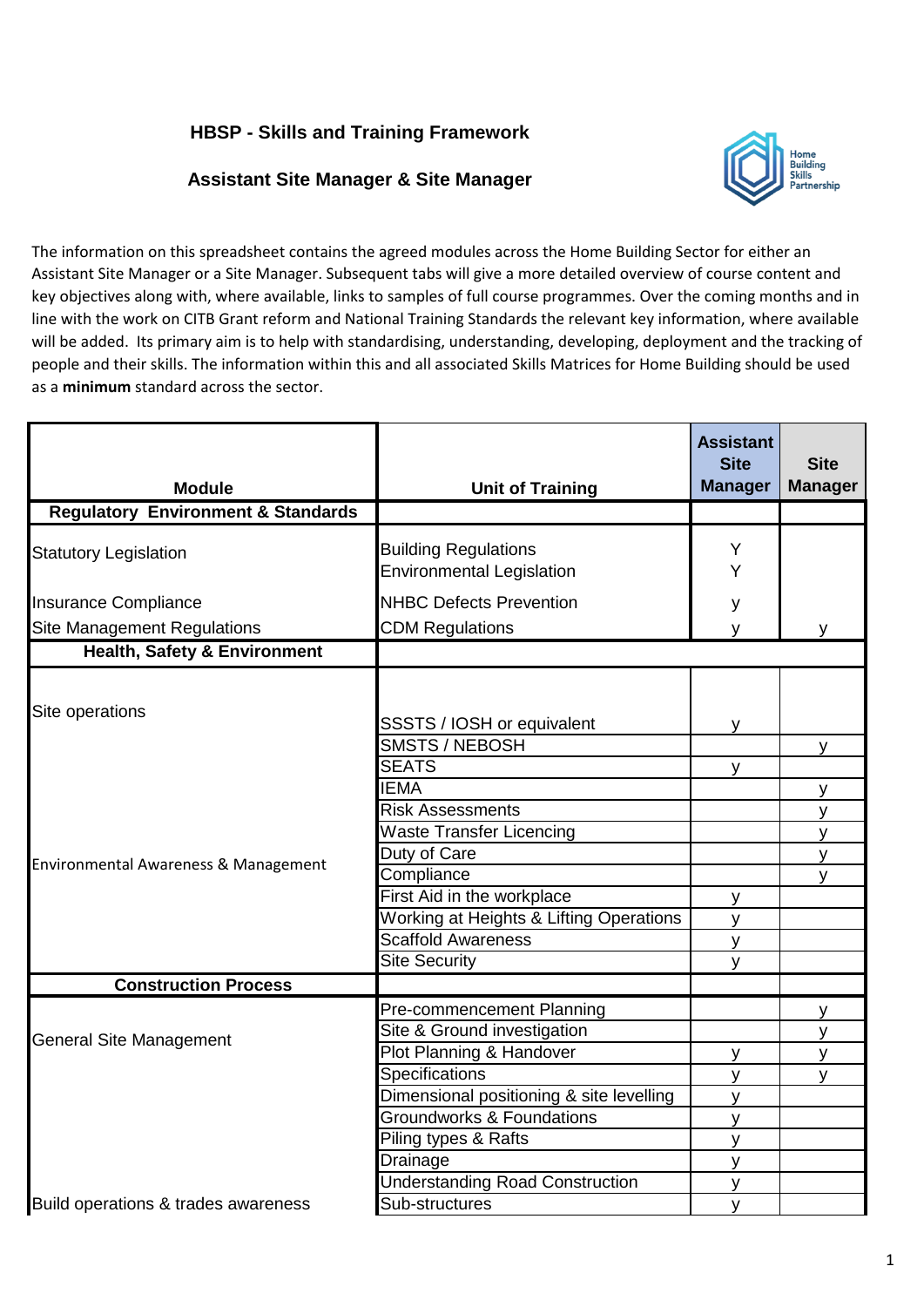# HBSP - Skills and Training Framework

## Assistant Site Manager & Site Manager

The information on this spreadsheet contains the agreed modules across the Home Building Sector for either an Assistant Site Manager or a Site Manager. Subsequent tabs will give a more detailed overview of course content and key objectives along with, where available, links to samples of full course programmes. Over the coming months and in line with the work on CITB Grant reform and National Training Standards the relevant key information, where available will be added. Its primary aim is to help with standardising, understanding, developing, deployment and the tracking of people and their skills. The information within this and all associated Skills Matrices for Home Building should be used as a **minimum** standard across the sector.

| Module | Unit of Training | Assistant Site Manager | Site Manager |
|---|---|---|---|
| **Regulatory Environment & Standards** | | | |
| Statutory Legislation | Building Regulations | Y | |
| | Environmental Legislation | Y | |
| Insurance Compliance | NHBC Defects Prevention | y | |
| Site Management Regulations | CDM Regulations | y | y |
| **Health, Safety & Environment** | | | |
| Site operations | SSSTS / IOSH or equivalent | y | |
| | SMSTS / NEBOSH | | y |
| | SEATS | y | |
| | IEMA | | y |
| | Risk Assessments | | y |
| | Waste Transfer Licencing | | y |
| Environmental Awareness & Management | Duty of Care | | y |
| | Compliance | | y |
| | First Aid in the workplace | y | |
| | Working at Heights & Lifting Operations | y | |
| | Scaffold Awareness | y | |
| | Site Security | y | |
| **Construction Process** | | | |
| General Site Management | Pre-commencement Planning | | y |
| | Site & Ground investigation | | y |
| | Plot Planning & Handover | y | y |
| | Specifications | y | y |
| | Dimensional positioning & site levelling | y | |
| | Groundworks & Foundations | y | |
| | Piling types & Rafts | y | |
| | Drainage | y | |
| | Understanding Road Construction | y | |
| Build operations & trades awareness | Sub-structures | y | |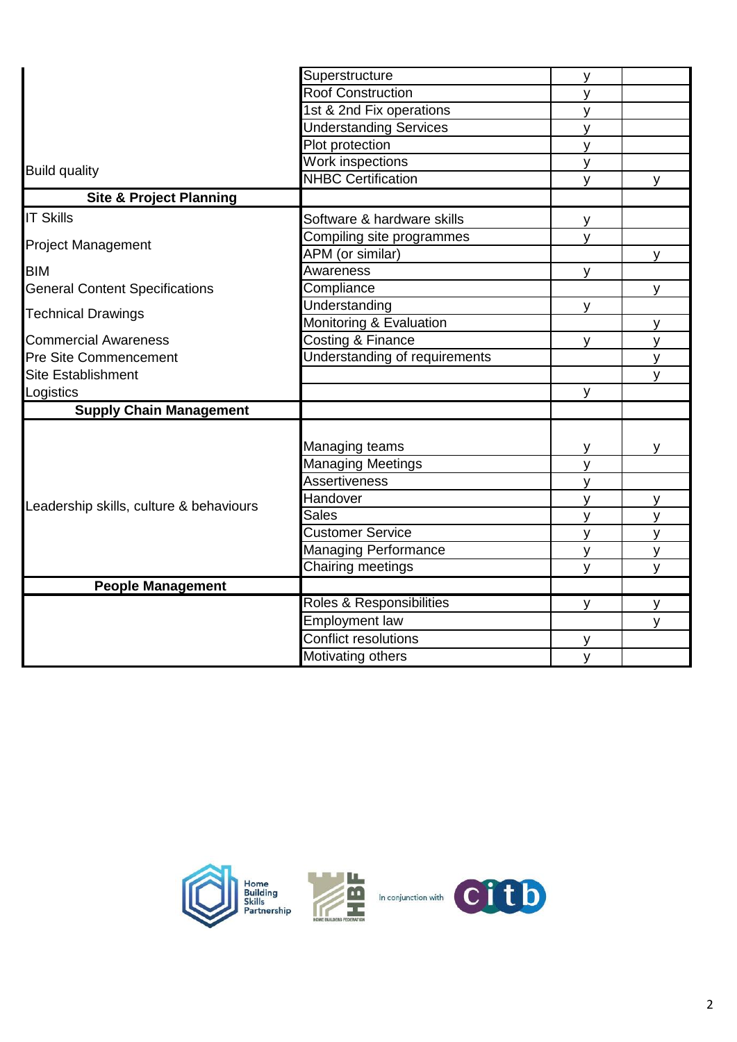| | | | |
|---|---|---|---|
| | Superstructure | y | |
| | Roof Construction | y | |
| | 1st & 2nd Fix operations | y | |
| | Understanding Services | y | |
| | Plot protection | y | |
| | Work inspections | y | |
| Build quality | NHBC Certification | y | y |
| **Site & Project Planning** | | | |
| IT Skills | Software & hardware skills | y | |
| Project Management | Compiling site programmes | y | |
| | APM (or similar) | | y |
| BIM | Awareness | y | |
| General Content Specifications | Compliance | | y |
| Technical Drawings | Understanding | y | |
| | Monitoring & Evaluation | | y |
| Commercial Awareness | Costing & Finance | y | y |
| Pre Site Commencement | Understanding of requirements | | y |
| Site Establishment | | | y |
| Logistics | | y | |
| **Supply Chain Management** | | | |
| Leadership skills, culture & behaviours | Managing teams | y | y |
| | Managing Meetings | y | |
| | Assertiveness | y | |
| | Handover | y | y |
| | Sales | y | y |
| | Customer Service | y | y |
| | Managing Performance | y | y |
| | Chairing meetings | y | y |
| **People Management** | | | |
| | Roles & Responsibilities | y | y |
| | Employment law | | y |
| | Conflict resolutions | y | |
| | Motivating others | y | |

Home Building Skills Partnership

HBF HOME BUILDERS FEDERATION

In conjunction with citb